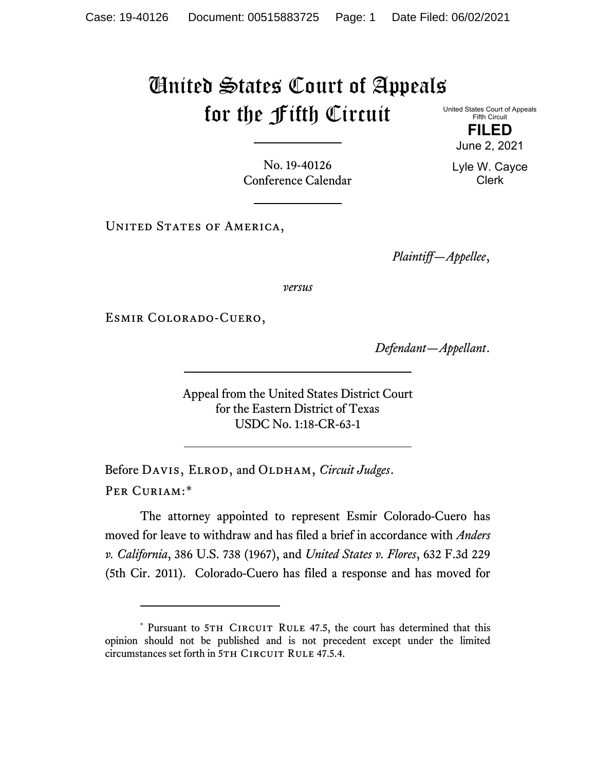# United States Court of Appeals for the Fifth Circuit

United States Court of Appeals
Fifth Circuit

**FILED**

June 2, 2021

Lyle W. Cayce
Clerk

No. 19-40126
Conference Calendar

United States of America,

*Plaintiff—Appellee*,

*versus*

Esmir Colorado-Cuero,

*Defendant—Appellant*.

Appeal from the United States District Court
for the Eastern District of Texas
USDC No. 1:18-CR-63-1

Before Davis, Elrod, and Oldham, *Circuit Judges*.

Per Curiam:*

The attorney appointed to represent Esmir Colorado-Cuero has moved for leave to withdraw and has filed a brief in accordance with *Anders v. California*, 386 U.S. 738 (1967), and *United States v. Flores*, 632 F.3d 229 (5th Cir. 2011). Colorado-Cuero has filed a response and has moved for

---

* Pursuant to 5th Circuit Rule 47.5, the court has determined that this opinion should not be published and is not precedent except under the limited circumstances set forth in 5th Circuit Rule 47.5.4.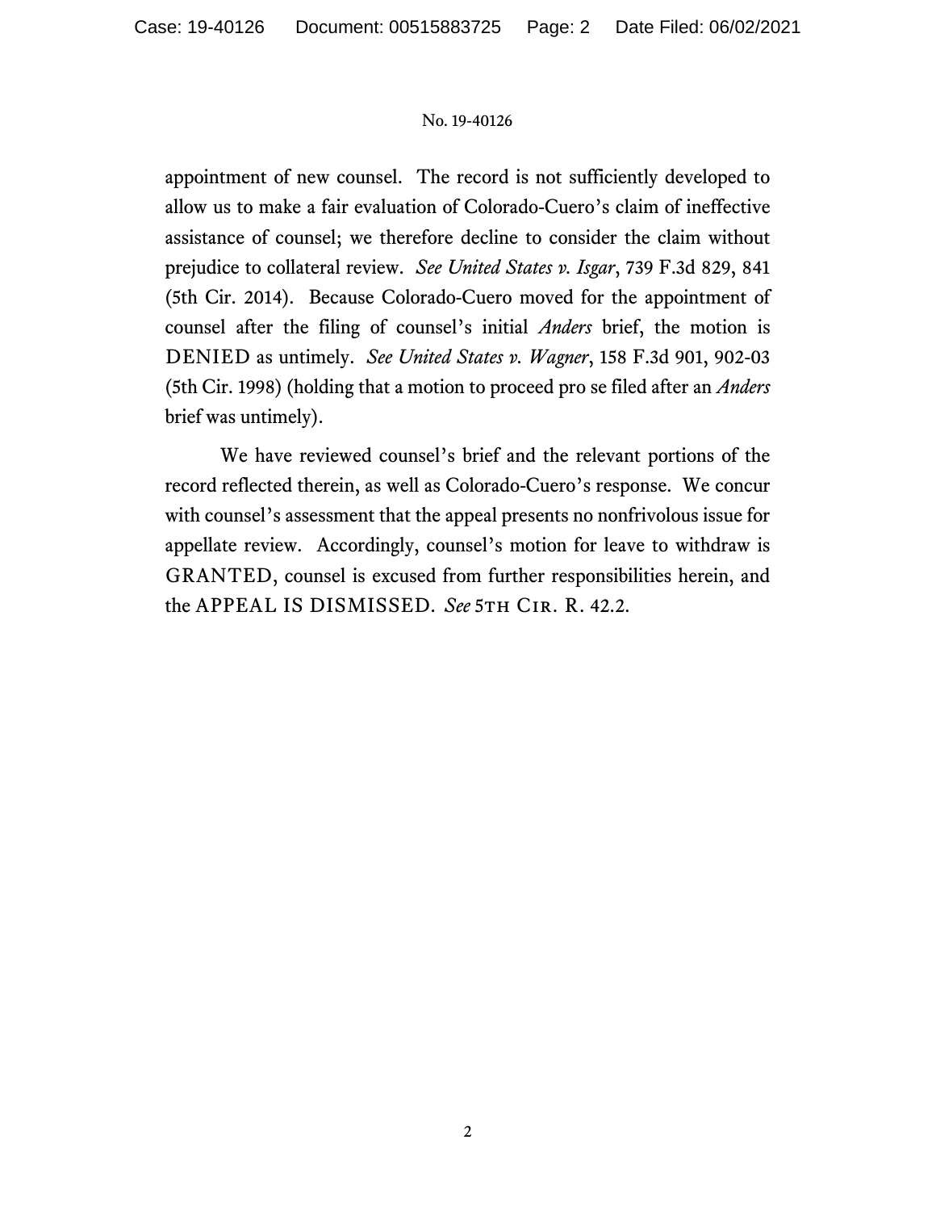appointment of new counsel. The record is not sufficiently developed to allow us to make a fair evaluation of Colorado-Cuero's claim of ineffective assistance of counsel; we therefore decline to consider the claim without prejudice to collateral review. *See United States v. Isgar*, 739 F.3d 829, 841 (5th Cir. 2014). Because Colorado-Cuero moved for the appointment of counsel after the filing of counsel's initial *Anders* brief, the motion is DENIED as untimely. *See United States v. Wagner*, 158 F.3d 901, 902-03 (5th Cir. 1998) (holding that a motion to proceed pro se filed after an *Anders* brief was untimely).

We have reviewed counsel's brief and the relevant portions of the record reflected therein, as well as Colorado-Cuero's response. We concur with counsel's assessment that the appeal presents no nonfrivolous issue for appellate review. Accordingly, counsel's motion for leave to withdraw is GRANTED, counsel is excused from further responsibilities herein, and the APPEAL IS DISMISSED. *See* 5TH CIR. R. 42.2.